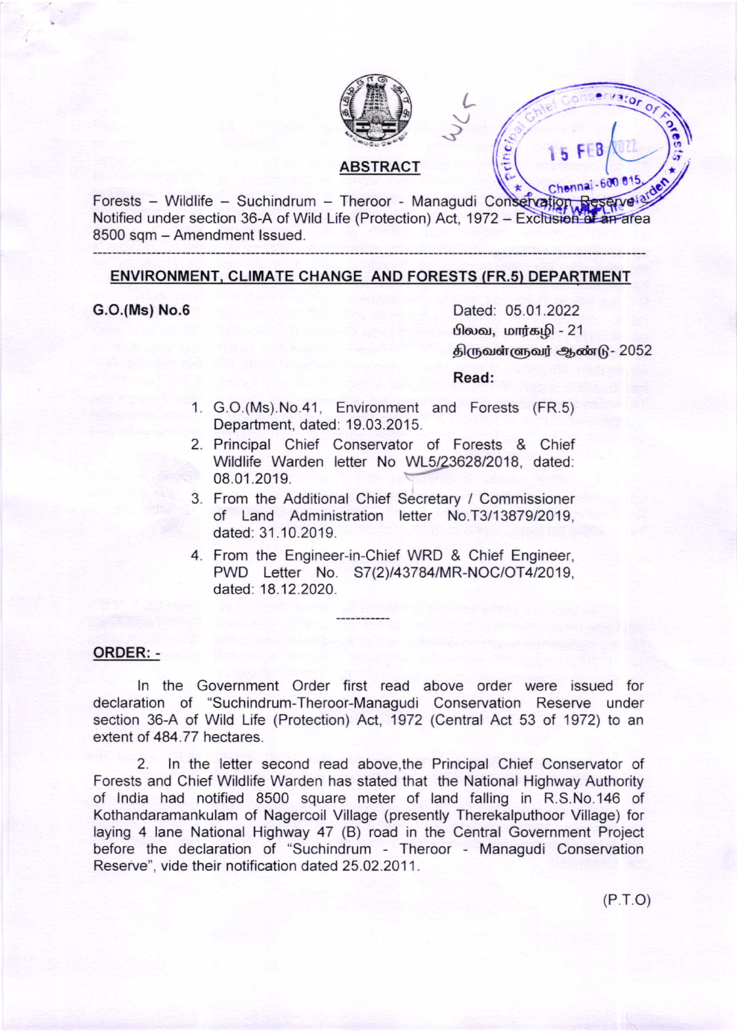## ABSTRACT

Forests – Wildlife – Suchindrum – Theroor - Managudi Conservation Reserve Notified under section 36-A of Wild Life (Protection) Act, 1972 – Exclusion of an area 8500 sqm – Amendment Issued.

---

## ENVIRONMENT, CLIMATE CHANGE AND FORESTS (FR.5) DEPARTMENT

**G.O.(Ms) No.6**

Dated: 05.01.2022
பிலவ, மார்கழி - 21
திருவள்ளுவர் ஆண்டு- 2052

**Read:**

1. G.O.(Ms).No.41, Environment and Forests (FR.5) Department, dated: 19.03.2015.
2. Principal Chief Conservator of Forests & Chief Wildlife Warden letter No WL5/23628/2018, dated: 08.01.2019.
3. From the Additional Chief Secretary / Commissioner of Land Administration letter No.T3/13879/2019, dated: 31.10.2019.
4. From the Engineer-in-Chief WRD & Chief Engineer, PWD Letter No. S7(2)/43784/MR-NOC/OT4/2019, dated: 18.12.2020.

-----------

**ORDER: -**

In the Government Order first read above order were issued for declaration of "Suchindrum-Theroor-Managudi Conservation Reserve under section 36-A of Wild Life (Protection) Act, 1972 (Central Act 53 of 1972) to an extent of 484.77 hectares.

2. In the letter second read above,the Principal Chief Conservator of Forests and Chief Wildlife Warden has stated that the National Highway Authority of India had notified 8500 square meter of land falling in R.S.No.146 of Kothandaramankulam of Nagercoil Village (presently Therekalputhoor Village) for laying 4 lane National Highway 47 (B) road in the Central Government Project before the declaration of "Suchindrum - Theroor - Managudi Conservation Reserve", vide their notification dated 25.02.2011.

(P.T.O)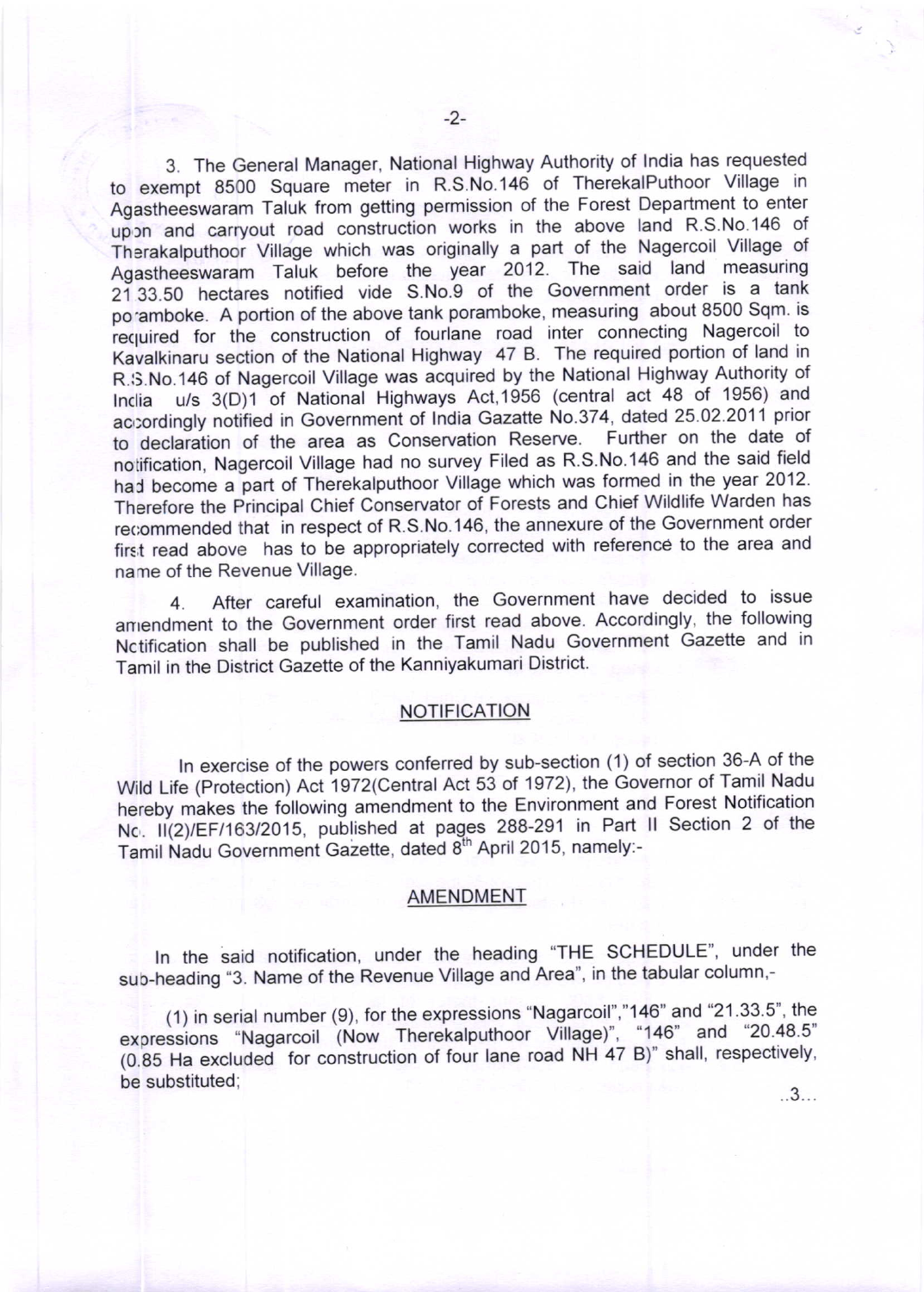3. The General Manager, National Highway Authority of India has requested to exempt 8500 Square meter in R.S.No.146 of TherekalPuthoor Village in Agastheeswaram Taluk from getting permission of the Forest Department to enter upon and carryout road construction works in the above land R.S.No.146 of Therakalputhoor Village which was originally a part of the Nagercoil Village of Agastheeswaram Taluk before the year 2012. The said land measuring 21.33.50 hectares notified vide S.No.9 of the Government order is a tank poramboke. A portion of the above tank poramboke, measuring about 8500 Sqm. is required for the construction of fourlane road inter connecting Nagercoil to Kavalkinaru section of the National Highway 47 B. The required portion of land in R.S.No.146 of Nagercoil Village was acquired by the National Highway Authority of India u/s 3(D)1 of National Highways Act,1956 (central act 48 of 1956) and accordingly notified in Government of India Gazette No.374, dated 25.02.2011 prior to declaration of the area as Conservation Reserve. Further on the date of notification, Nagercoil Village had no survey Filed as R.S.No.146 and the said field had become a part of Therekalputhoor Village which was formed in the year 2012. Therefore the Principal Chief Conservator of Forests and Chief Wildlife Warden has recommended that in respect of R.S.No.146, the annexure of the Government order first read above has to be appropriately corrected with reference to the area and name of the Revenue Village.

4. After careful examination, the Government have decided to issue amendment to the Government order first read above. Accordingly, the following Notification shall be published in the Tamil Nadu Government Gazette and in Tamil in the District Gazette of the Kanniyakumari District.

## NOTIFICATION

In exercise of the powers conferred by sub-section (1) of section 36-A of the Wild Life (Protection) Act 1972(Central Act 53 of 1972), the Governor of Tamil Nadu hereby makes the following amendment to the Environment and Forest Notification No. II(2)/EF/163/2015, published at pages 288-291 in Part II Section 2 of the Tamil Nadu Government Gazette, dated 8th April 2015, namely:-

## AMENDMENT

In the said notification, under the heading "THE SCHEDULE", under the sub-heading "3. Name of the Revenue Village and Area", in the tabular column,-

(1) in serial number (9), for the expressions "Nagarcoil","146" and "21.33.5", the expressions "Nagarcoil (Now Therekalputhoor Village)", "146" and "20.48.5" (0.85 Ha excluded for construction of four lane road NH 47 B)" shall, respectively, be substituted;

..3...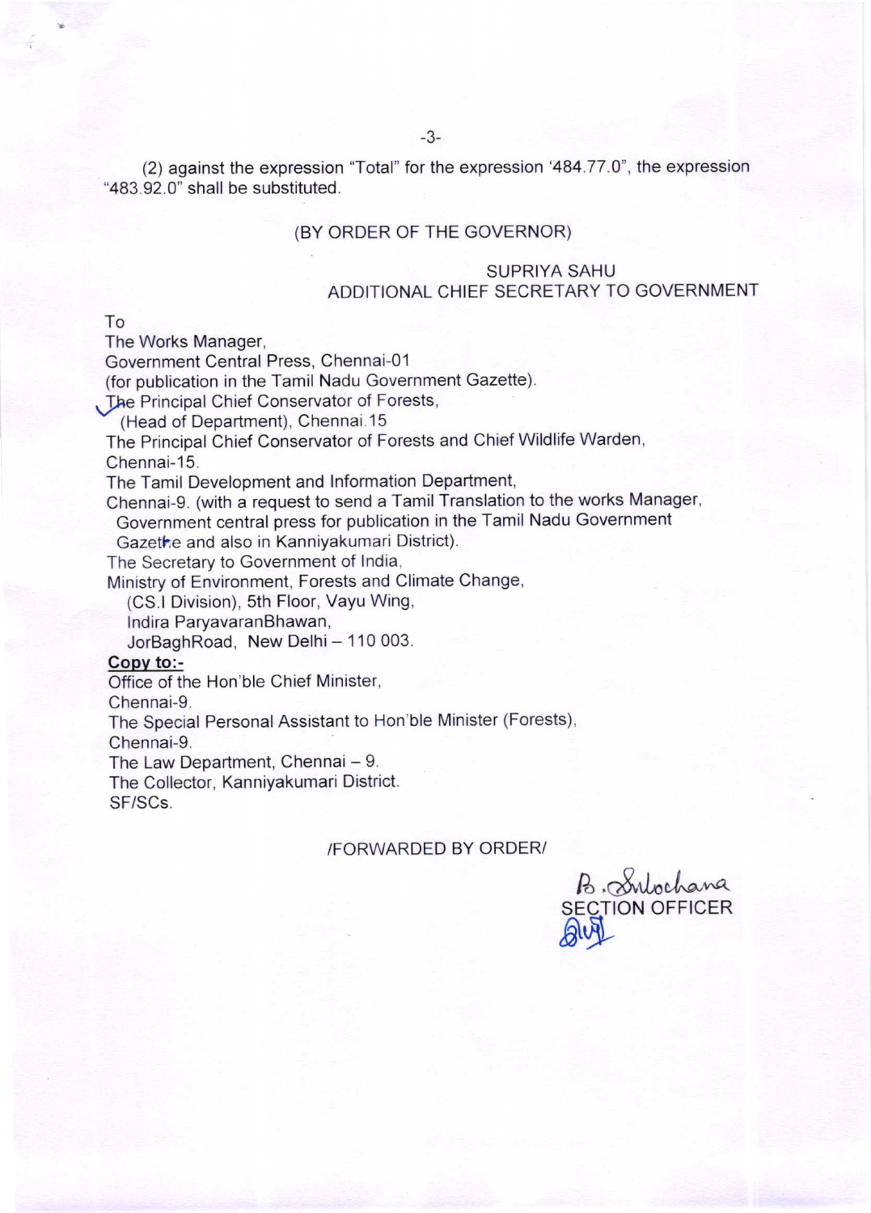(2) against the expression "Total" for the expression '484.77.0", the expression "483.92.0" shall be substituted.

(BY ORDER OF THE GOVERNOR)

SUPRIYA SAHU
ADDITIONAL CHIEF SECRETARY TO GOVERNMENT

To
The Works Manager,
Government Central Press, Chennai-01
(for publication in the Tamil Nadu Government Gazette).
The Principal Chief Conservator of Forests,
(Head of Department), Chennai.15
The Principal Chief Conservator of Forests and Chief Wildlife Warden,
Chennai-15.
The Tamil Development and Information Department,
Chennai-9. (with a request to send a Tamil Translation to the works Manager, Government central press for publication in the Tamil Nadu Government Gazethe and also in Kanniyakumari District).
The Secretary to Government of India,
Ministry of Environment, Forests and Climate Change,
(CS.I Division), 5th Floor, Vayu Wing,
Indira ParyavaranBhawan,
JorBaghRoad, New Delhi – 110 003.

**Copy to:-**
Office of the Hon'ble Chief Minister,
Chennai-9.
The Special Personal Assistant to Hon'ble Minister (Forests),
Chennai-9.
The Law Department, Chennai – 9.
The Collector, Kanniyakumari District.
SF/SCs.

/FORWARDED BY ORDER/

B. Sulochana
SECTION OFFICER